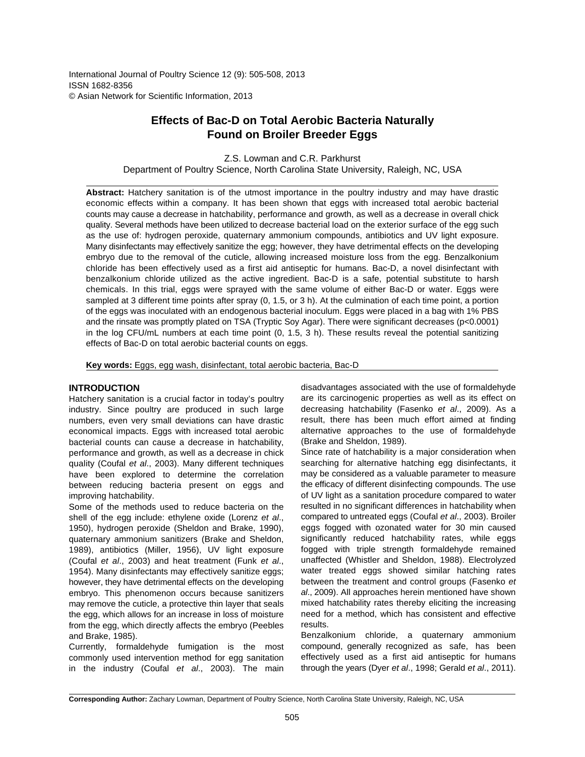International Journal of Poultry Science 12 (9): 505-508, 2013
ISSN 1682-8356
© Asian Network for Scientific Information, 2013

# Effects of Bac-D on Total Aerobic Bacteria Naturally Found on Broiler Breeder Eggs

Z.S. Lowman and C.R. Parkhurst
Department of Poultry Science, North Carolina State University, Raleigh, NC, USA

**Abstract:** Hatchery sanitation is of the utmost importance in the poultry industry and may have drastic economic effects within a company. It has been shown that eggs with increased total aerobic bacterial counts may cause a decrease in hatchability, performance and growth, as well as a decrease in overall chick quality. Several methods have been utilized to decrease bacterial load on the exterior surface of the egg such as the use of: hydrogen peroxide, quaternary ammonium compounds, antibiotics and UV light exposure. Many disinfectants may effectively sanitize the egg; however, they have detrimental effects on the developing embryo due to the removal of the cuticle, allowing increased moisture loss from the egg. Benzalkonium chloride has been effectively used as a first aid antiseptic for humans. Bac-D, a novel disinfectant with benzalkonium chloride utilized as the active ingredient. Bac-D is a safe, potential substitute to harsh chemicals. In this trial, eggs were sprayed with the same volume of either Bac-D or water. Eggs were sampled at 3 different time points after spray (0, 1.5, or 3 h). At the culmination of each time point, a portion of the eggs was inoculated with an endogenous bacterial inoculum. Eggs were placed in a bag with 1% PBS and the rinsate was promptly plated on TSA (Tryptic Soy Agar). There were significant decreases ($p<0.0001$) in the log CFU/mL numbers at each time point (0, 1.5, 3 h). These results reveal the potential sanitizing effects of Bac-D on total aerobic bacterial counts on eggs.

**Key words:** Eggs, egg wash, disinfectant, total aerobic bacteria, Bac-D

## INTRODUCTION

Hatchery sanitation is a crucial factor in today's poultry industry. Since poultry are produced in such large numbers, even very small deviations can have drastic economical impacts. Eggs with increased total aerobic bacterial counts can cause a decrease in hatchability, performance and growth, as well as a decrease in chick quality (Coufal *et al*., 2003). Many different techniques have been explored to determine the correlation between reducing bacteria present on eggs and improving hatchability.

Some of the methods used to reduce bacteria on the shell of the egg include: ethylene oxide (Lorenz *et al*., 1950), hydrogen peroxide (Sheldon and Brake, 1990), quaternary ammonium sanitizers (Brake and Sheldon, 1989), antibiotics (Miller, 1956), UV light exposure (Coufal *et al*., 2003) and heat treatment (Funk *et al*., 1954). Many disinfectants may effectively sanitize eggs; however, they have detrimental effects on the developing embryo. This phenomenon occurs because sanitizers may remove the cuticle, a protective thin layer that seals the egg, which allows for an increase in loss of moisture from the egg, which directly affects the embryo (Peebles and Brake, 1985).

Currently, formaldehyde fumigation is the most commonly used intervention method for egg sanitation in the industry (Coufal *et al*., 2003). The main disadvantages associated with the use of formaldehyde are its carcinogenic properties as well as its effect on decreasing hatchability (Fasenko *et al*., 2009). As a result, there has been much effort aimed at finding alternative approaches to the use of formaldehyde (Brake and Sheldon, 1989).

Since rate of hatchability is a major consideration when searching for alternative hatching egg disinfectants, it may be considered as a valuable parameter to measure the efficacy of different disinfecting compounds. The use of UV light as a sanitation procedure compared to water resulted in no significant differences in hatchability when compared to untreated eggs (Coufal *et al*., 2003). Broiler eggs fogged with ozonated water for 30 min caused significantly reduced hatchability rates, while eggs fogged with triple strength formaldehyde remained unaffected (Whistler and Sheldon, 1988). Electrolyzed water treated eggs showed similar hatching rates between the treatment and control groups (Fasenko *et al*., 2009). All approaches herein mentioned have shown mixed hatchability rates thereby eliciting the increasing need for a method, which has consistent and effective results.

Benzalkonium chloride, a quaternary ammonium compound, generally recognized as safe, has been effectively used as a first aid antiseptic for humans through the years (Dyer *et al*., 1998; Gerald *et al*., 2011).

**Corresponding Author:** Zachary Lowman, Department of Poultry Science, North Carolina State University, Raleigh, NC, USA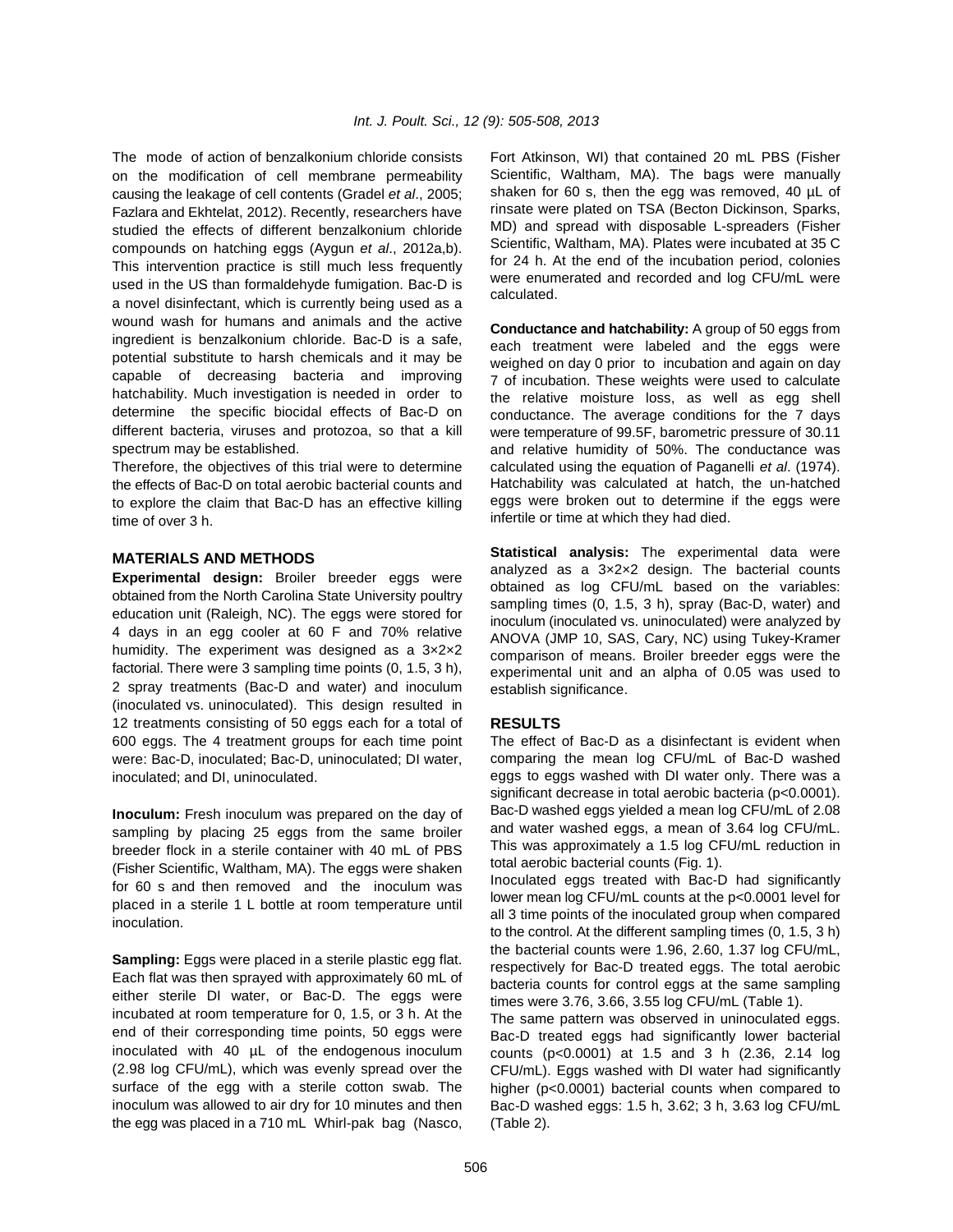The mode of action of benzalkonium chloride consists on the modification of cell membrane permeability causing the leakage of cell contents (Gradel *et al*., 2005; Fazlara and Ekhtelat, 2012). Recently, researchers have studied the effects of different benzalkonium chloride compounds on hatching eggs (Aygun *et al*., 2012a,b). This intervention practice is still much less frequently used in the US than formaldehyde fumigation. Bac-D is a novel disinfectant, which is currently being used as a wound wash for humans and animals and the active ingredient is benzalkonium chloride. Bac-D is a safe, potential substitute to harsh chemicals and it may be capable of decreasing bacteria and improving hatchability. Much investigation is needed in order to determine the specific biocidal effects of Bac-D on different bacteria, viruses and protozoa, so that a kill spectrum may be established.

Therefore, the objectives of this trial were to determine the effects of Bac-D on total aerobic bacterial counts and to explore the claim that Bac-D has an effective killing time of over 3 h.

## MATERIALS AND METHODS

**Experimental design:** Broiler breeder eggs were obtained from the North Carolina State University poultry education unit (Raleigh, NC). The eggs were stored for 4 days in an egg cooler at 60 F and 70% relative humidity. The experiment was designed as a 3×2×2 factorial. There were 3 sampling time points (0, 1.5, 3 h), 2 spray treatments (Bac-D and water) and inoculum (inoculated vs. uninoculated). This design resulted in 12 treatments consisting of 50 eggs each for a total of 600 eggs. The 4 treatment groups for each time point were: Bac-D, inoculated; Bac-D, uninoculated; DI water, inoculated; and DI, uninoculated.

**Inoculum:** Fresh inoculum was prepared on the day of sampling by placing 25 eggs from the same broiler breeder flock in a sterile container with 40 mL of PBS (Fisher Scientific, Waltham, MA). The eggs were shaken for 60 s and then removed and the inoculum was placed in a sterile 1 L bottle at room temperature until inoculation.

**Sampling:** Eggs were placed in a sterile plastic egg flat. Each flat was then sprayed with approximately 60 mL of either sterile DI water, or Bac-D. The eggs were incubated at room temperature for 0, 1.5, or 3 h. At the end of their corresponding time points, 50 eggs were inoculated with 40 µL of the endogenous inoculum (2.98 log CFU/mL), which was evenly spread over the surface of the egg with a sterile cotton swab. The inoculum was allowed to air dry for 10 minutes and then the egg was placed in a 710 mL Whirl-pak bag (Nasco, Fort Atkinson, WI) that contained 20 mL PBS (Fisher Scientific, Waltham, MA). The bags were manually shaken for 60 s, then the egg was removed, 40 µL of rinsate were plated on TSA (Becton Dickinson, Sparks, MD) and spread with disposable L-spreaders (Fisher Scientific, Waltham, MA). Plates were incubated at 35 C for 24 h. At the end of the incubation period, colonies were enumerated and recorded and log CFU/mL were calculated.

**Conductance and hatchability:** A group of 50 eggs from each treatment were labeled and the eggs were weighed on day 0 prior to incubation and again on day 7 of incubation. These weights were used to calculate the relative moisture loss, as well as egg shell conductance. The average conditions for the 7 days were temperature of 99.5F, barometric pressure of 30.11 and relative humidity of 50%. The conductance was calculated using the equation of Paganelli *et al*. (1974). Hatchability was calculated at hatch, the un-hatched eggs were broken out to determine if the eggs were infertile or time at which they had died.

**Statistical analysis:** The experimental data were analyzed as a 3×2×2 design. The bacterial counts obtained as log CFU/mL based on the variables: sampling times (0, 1.5, 3 h), spray (Bac-D, water) and inoculum (inoculated vs. uninoculated) were analyzed by ANOVA (JMP 10, SAS, Cary, NC) using Tukey-Kramer comparison of means. Broiler breeder eggs were the experimental unit and an alpha of 0.05 was used to establish significance.

## RESULTS

The effect of Bac-D as a disinfectant is evident when comparing the mean log CFU/mL of Bac-D washed eggs to eggs washed with DI water only. There was a significant decrease in total aerobic bacteria ($p<0.0001$). Bac-D washed eggs yielded a mean log CFU/mL of 2.08 and water washed eggs, a mean of 3.64 log CFU/mL. This was approximately a 1.5 log CFU/mL reduction in total aerobic bacterial counts (Fig. 1).

Inoculated eggs treated with Bac-D had significantly lower mean log CFU/mL counts at the $p<0.0001$ level for all 3 time points of the inoculated group when compared to the control. At the different sampling times (0, 1.5, 3 h) the bacterial counts were 1.96, 2.60, 1.37 log CFU/mL, respectively for Bac-D treated eggs. The total aerobic bacteria counts for control eggs at the same sampling times were 3.76, 3.66, 3.55 log CFU/mL (Table 1).

The same pattern was observed in uninoculated eggs. Bac-D treated eggs had significantly lower bacterial counts ($p<0.0001$) at 1.5 and 3 h (2.36, 2.14 log CFU/mL). Eggs washed with DI water had significantly higher ($p<0.0001$) bacterial counts when compared to Bac-D washed eggs: 1.5 h, 3.62; 3 h, 3.63 log CFU/mL (Table 2).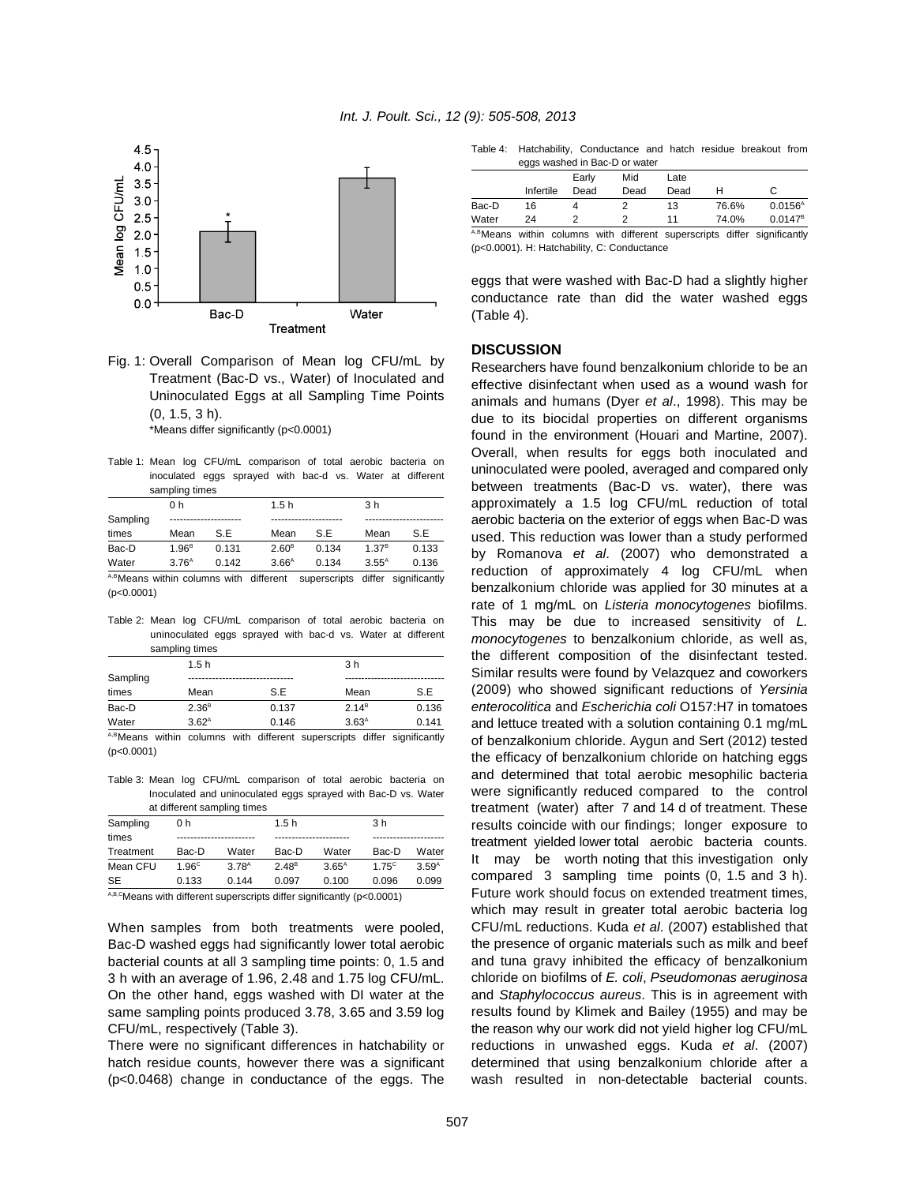Fig. 1: Overall Comparison of Mean log CFU/mL by Treatment (Bac-D vs., Water) of Inoculated and Uninoculated Eggs at all Sampling Time Points (0, 1.5, 3 h).

*Means differ significantly (p<0.0001)

Table 1: Mean log CFU/mL comparison of total aerobic bacteria on inoculated eggs sprayed with bac-d vs. Water at different sampling times

| Sampling times | 0 h | | 1.5 h | | 3 h | |
|---|---|---|---|---|---|---|
| | Mean | S.E | Mean | S.E | Mean | S.E |
| Bac-D | $1.96^{B}$ | 0.131 | $2.60^{B}$ | 0.134 | $1.37^{B}$ | 0.133 |
| Water | $3.76^{A}$ | 0.142 | $3.66^{A}$ | 0.134 | $3.55^{A}$ | 0.136 |

A,BMeans within columns with different superscripts differ significantly (p<0.0001)

Table 2: Mean log CFU/mL comparison of total aerobic bacteria on uninoculated eggs sprayed with bac-d vs. Water at different sampling times

| Sampling times | 1.5 h | | 3 h | |
|---|---|---|---|---|
| | Mean | S.E | Mean | S.E |
| Bac-D | $2.36^{B}$ | 0.137 | $2.14^{B}$ | 0.136 |
| Water | $3.62^{A}$ | 0.146 | $3.63^{A}$ | 0.141 |

A,BMeans within columns with different superscripts differ significantly (p<0.0001)

Table 3: Mean log CFU/mL comparison of total aerobic bacteria on Inoculated and uninoculated eggs sprayed with Bac-D vs. Water at different sampling times

| Sampling times | 0 h | | 1.5 h | | 3 h | |
|---|---|---|---|---|---|---|
| Treatment | Bac-D | Water | Bac-D | Water | Bac-D | Water |
| Mean CFU | $1.96^{C}$ | $3.78^{A}$ | $2.48^{B}$ | $3.65^{A}$ | $1.75^{C}$ | $3.59^{A}$ |
| SE | 0.133 | 0.144 | 0.097 | 0.100 | 0.096 | 0.099 |

A,B,CMeans with different superscripts differ significantly (p<0.0001)

When samples from both treatments were pooled, Bac-D washed eggs had significantly lower total aerobic bacterial counts at all 3 sampling time points: 0, 1.5 and 3 h with an average of 1.96, 2.48 and 1.75 log CFU/mL. On the other hand, eggs washed with DI water at the same sampling points produced 3.78, 3.65 and 3.59 log CFU/mL, respectively (Table 3).

There were no significant differences in hatchability or hatch residue counts, however there was a significant (p<0.0468) change in conductance of the eggs. The eggs that were washed with Bac-D had a slightly higher conductance rate than did the water washed eggs (Table 4).

Table 4: Hatchability, Conductance and hatch residue breakout from eggs washed in Bac-D or water

| | Infertile | Early Dead | Mid Dead | Late Dead | H | C |
|---|---|---|---|---|---|---|
| Bac-D | 16 | 4 | 2 | 13 | 76.6% | $0.0156^{A}$ |
| Water | 24 | 2 | 2 | 11 | 74.0% | $0.0147^{B}$ |

A,BMeans within columns with different superscripts differ significantly (p<0.0001). H: Hatchability, C: Conductance

## DISCUSSION

Researchers have found benzalkonium chloride to be an effective disinfectant when used as a wound wash for animals and humans (Dyer *et al*., 1998). This may be due to its biocidal properties on different organisms found in the environment (Houari and Martine, 2007). Overall, when results for eggs both inoculated and uninoculated were pooled, averaged and compared only between treatments (Bac-D vs. water), there was approximately a 1.5 log CFU/mL reduction of total aerobic bacteria on the exterior of eggs when Bac-D was used. This reduction was lower than a study performed by Romanova *et al*. (2007) who demonstrated a reduction of approximately 4 log CFU/mL when benzalkonium chloride was applied for 30 minutes at a rate of 1 mg/mL on *Listeria monocytogenes* biofilms. This may be due to increased sensitivity of *L. monocytogenes* to benzalkonium chloride, as well as, the different composition of the disinfectant tested. Similar results were found by Velazquez and coworkers (2009) who showed significant reductions of *Yersinia enterocolitica* and *Escherichia coli* O157:H7 in tomatoes and lettuce treated with a solution containing 0.1 mg/mL of benzalkonium chloride. Aygun and Sert (2012) tested the efficacy of benzalkonium chloride on hatching eggs and determined that total aerobic mesophilic bacteria were significantly reduced compared to the control treatment (water) after 7 and 14 d of treatment. These results coincide with our findings; longer exposure to treatment yielded lower total aerobic bacteria counts. It may be worth noting that this investigation only compared 3 sampling time points (0, 1.5 and 3 h). Future work should focus on extended treatment times, which may result in greater total aerobic bacteria log CFU/mL reductions. Kuda *et al*. (2007) established that the presence of organic materials such as milk and beef and tuna gravy inhibited the efficacy of benzalkonium chloride on biofilms of *E. coli*, *Pseudomonas aeruginosa* and *Staphylococcus aureus*. This is in agreement with results found by Klimek and Bailey (1955) and may be the reason why our work did not yield higher log CFU/mL reductions in unwashed eggs. Kuda *et al*. (2007) determined that using benzalkonium chloride after a wash resulted in non-detectable bacterial counts.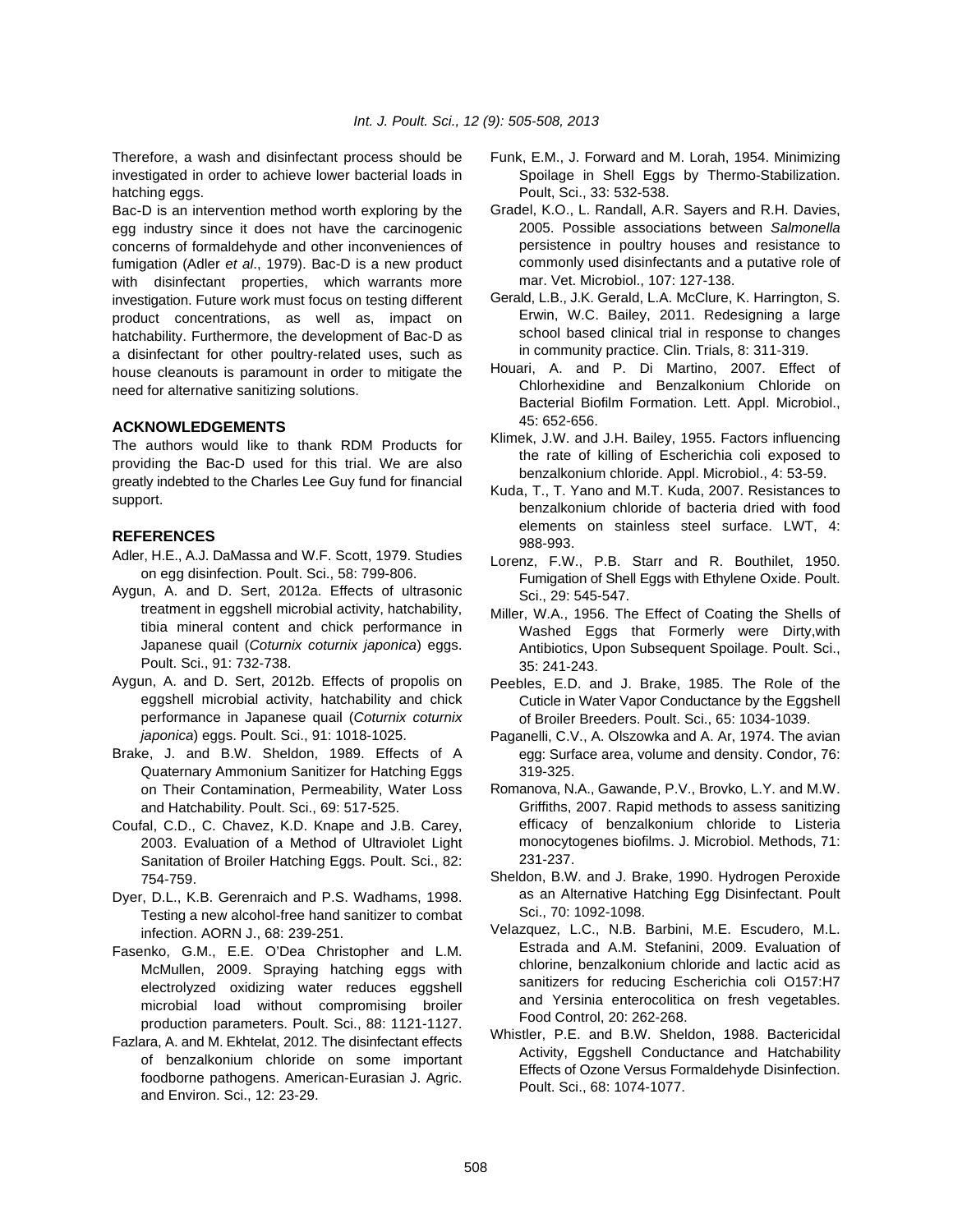Therefore, a wash and disinfectant process should be investigated in order to achieve lower bacterial loads in hatching eggs.

Bac-D is an intervention method worth exploring by the egg industry since it does not have the carcinogenic concerns of formaldehyde and other inconveniences of fumigation (Adler *et al*., 1979). Bac-D is a new product with disinfectant properties, which warrants more investigation. Future work must focus on testing different product concentrations, as well as, impact on hatchability. Furthermore, the development of Bac-D as a disinfectant for other poultry-related uses, such as house cleanouts is paramount in order to mitigate the need for alternative sanitizing solutions.

## ACKNOWLEDGEMENTS

The authors would like to thank RDM Products for providing the Bac-D used for this trial. We are also greatly indebted to the Charles Lee Guy fund for financial support.

## REFERENCES

Adler, H.E., A.J. DaMassa and W.F. Scott, 1979. Studies on egg disinfection. Poult. Sci., 58: 799-806.

Aygun, A. and D. Sert, 2012a. Effects of ultrasonic treatment in eggshell microbial activity, hatchability, tibia mineral content and chick performance in Japanese quail (*Coturnix coturnix japonica*) eggs. Poult. Sci., 91: 732-738.

Aygun, A. and D. Sert, 2012b. Effects of propolis on eggshell microbial activity, hatchability and chick performance in Japanese quail (*Coturnix coturnix japonica*) eggs. Poult. Sci., 91: 1018-1025.

Brake, J. and B.W. Sheldon, 1989. Effects of A Quaternary Ammonium Sanitizer for Hatching Eggs on Their Contamination, Permeability, Water Loss and Hatchability. Poult. Sci., 69: 517-525.

Coufal, C.D., C. Chavez, K.D. Knape and J.B. Carey, 2003. Evaluation of a Method of Ultraviolet Light Sanitation of Broiler Hatching Eggs. Poult. Sci., 82: 754-759.

Dyer, D.L., K.B. Gerenraich and P.S. Wadhams, 1998. Testing a new alcohol-free hand sanitizer to combat infection. AORN J., 68: 239-251.

Fasenko, G.M., E.E. O'Dea Christopher and L.M. McMullen, 2009. Spraying hatching eggs with electrolyzed oxidizing water reduces eggshell microbial load without compromising broiler production parameters. Poult. Sci., 88: 1121-1127.

Fazlara, A. and M. Ekhtelat, 2012. The disinfectant effects of benzalkonium chloride on some important foodborne pathogens. American-Eurasian J. Agric. and Environ. Sci., 12: 23-29.

Funk, E.M., J. Forward and M. Lorah, 1954. Minimizing Spoilage in Shell Eggs by Thermo-Stabilization. Poult, Sci., 33: 532-538.

Gradel, K.O., L. Randall, A.R. Sayers and R.H. Davies, 2005. Possible associations between *Salmonella* persistence in poultry houses and resistance to commonly used disinfectants and a putative role of mar. Vet. Microbiol., 107: 127-138.

Gerald, L.B., J.K. Gerald, L.A. McClure, K. Harrington, S. Erwin, W.C. Bailey, 2011. Redesigning a large school based clinical trial in response to changes in community practice. Clin. Trials, 8: 311-319.

Houari, A. and P. Di Martino, 2007. Effect of Chlorhexidine and Benzalkonium Chloride on Bacterial Biofilm Formation. Lett. Appl. Microbiol., 45: 652-656.

Klimek, J.W. and J.H. Bailey, 1955. Factors influencing the rate of killing of Escherichia coli exposed to benzalkonium chloride. Appl. Microbiol., 4: 53-59.

Kuda, T., T. Yano and M.T. Kuda, 2007. Resistances to benzalkonium chloride of bacteria dried with food elements on stainless steel surface. LWT, 4: 988-993.

Lorenz, F.W., P.B. Starr and R. Bouthilet, 1950. Fumigation of Shell Eggs with Ethylene Oxide. Poult. Sci., 29: 545-547.

Miller, W.A., 1956. The Effect of Coating the Shells of Washed Eggs that Formerly were Dirty,with Antibiotics, Upon Subsequent Spoilage. Poult. Sci., 35: 241-243.

Peebles, E.D. and J. Brake, 1985. The Role of the Cuticle in Water Vapor Conductance by the Eggshell of Broiler Breeders. Poult. Sci., 65: 1034-1039.

Paganelli, C.V., A. Olszowka and A. Ar, 1974. The avian egg: Surface area, volume and density. Condor, 76: 319-325.

Romanova, N.A., Gawande, P.V., Brovko, L.Y. and M.W. Griffiths, 2007. Rapid methods to assess sanitizing efficacy of benzalkonium chloride to Listeria monocytogenes biofilms. J. Microbiol. Methods, 71: 231-237.

Sheldon, B.W. and J. Brake, 1990. Hydrogen Peroxide as an Alternative Hatching Egg Disinfectant. Poult Sci., 70: 1092-1098.

Velazquez, L.C., N.B. Barbini, M.E. Escudero, M.L. Estrada and A.M. Stefanini, 2009. Evaluation of chlorine, benzalkonium chloride and lactic acid as sanitizers for reducing Escherichia coli O157:H7 and Yersinia enterocolitica on fresh vegetables. Food Control, 20: 262-268.

Whistler, P.E. and B.W. Sheldon, 1988. Bactericidal Activity, Eggshell Conductance and Hatchability Effects of Ozone Versus Formaldehyde Disinfection. Poult. Sci., 68: 1074-1077.